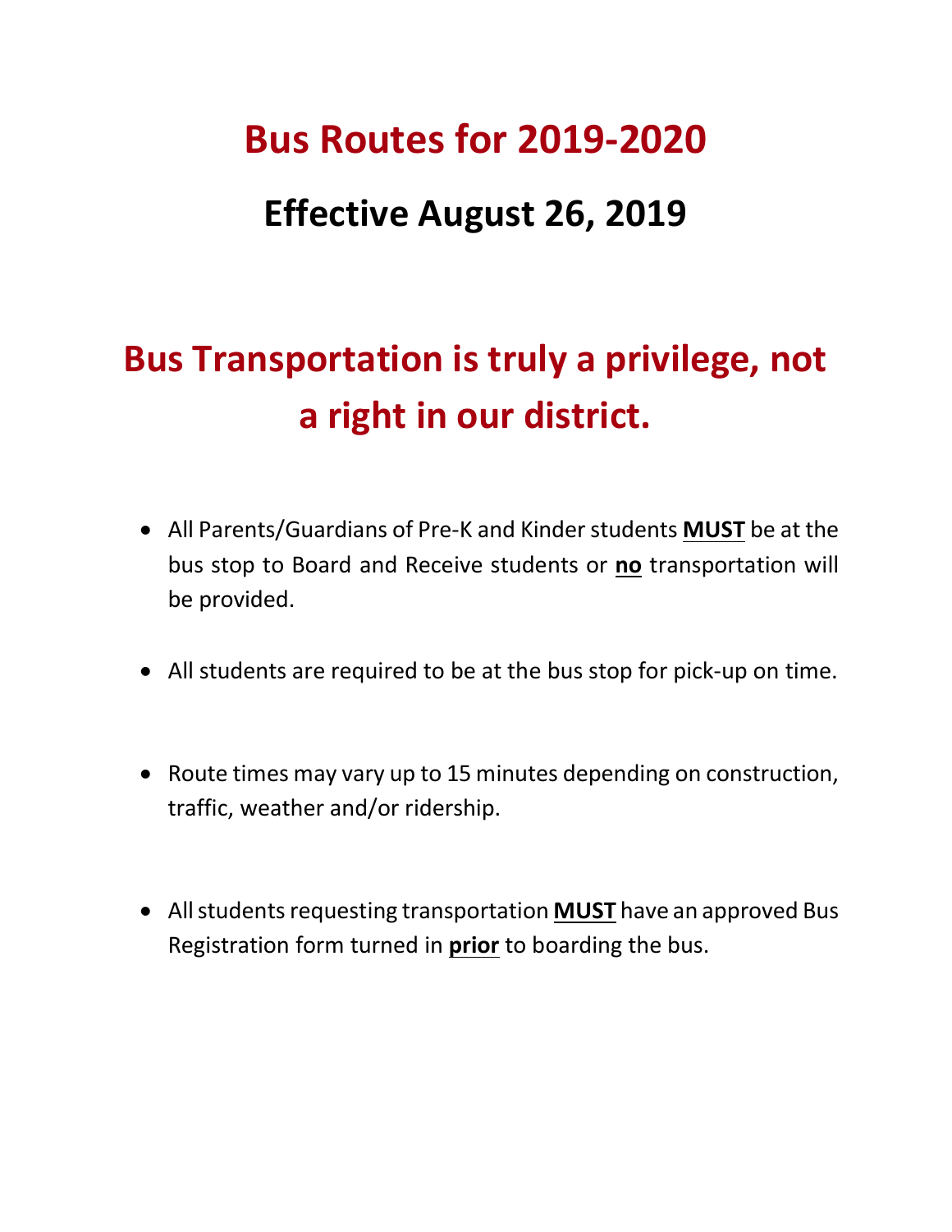# Bus Routes for 2019-2020

## Effective August 26, 2019

## Bus Transportation is truly a privilege, not a right in our district.

- All Parents/Guardians of Pre-K and Kinder students **MUST** be at the bus stop to Board and Receive students or **no** transportation will be provided.

- All students are required to be at the bus stop for pick-up on time.

- Route times may vary up to 15 minutes depending on construction, traffic, weather and/or ridership.

- All students requesting transportation **MUST** have an approved Bus Registration form turned in **prior** to boarding the bus.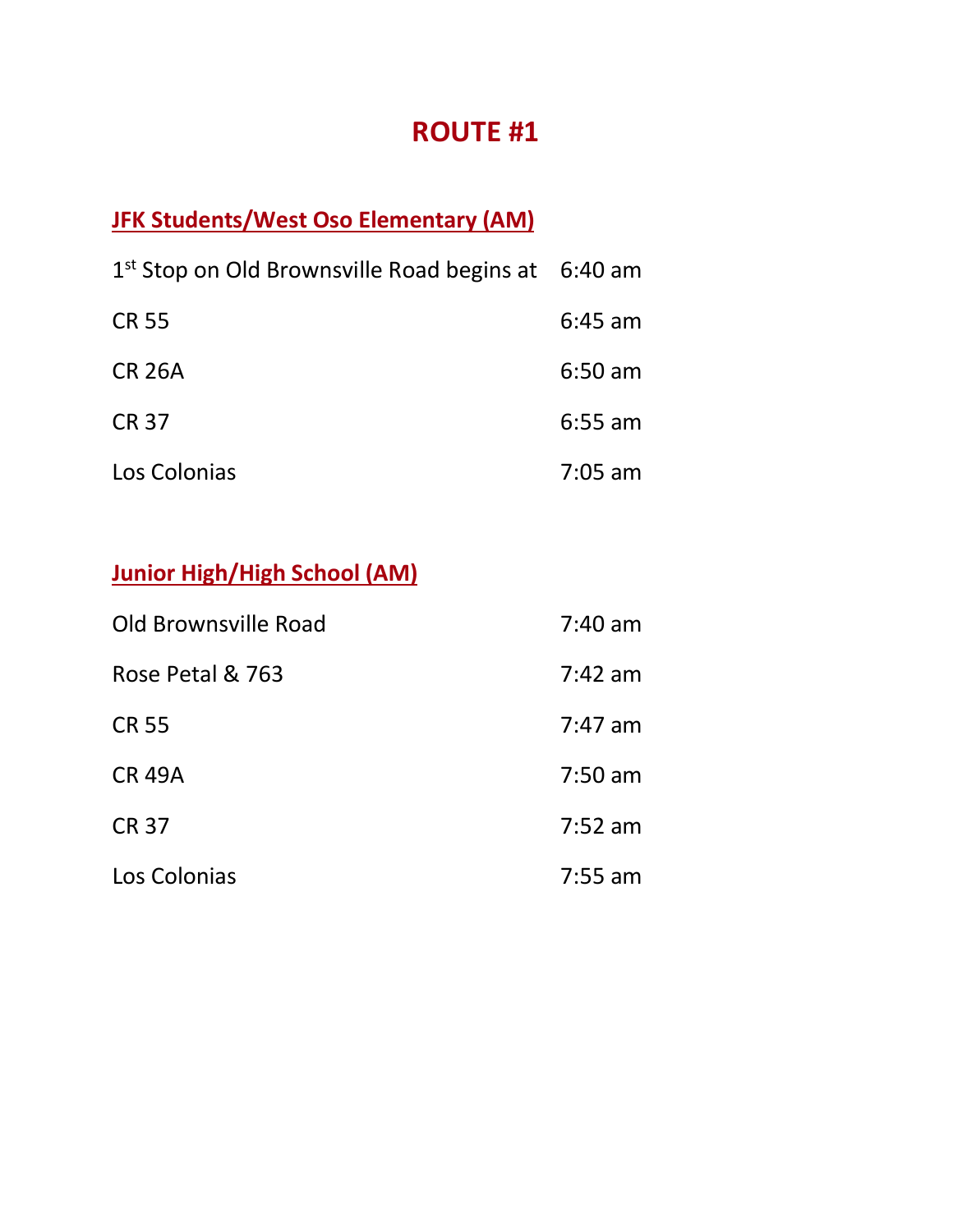# ROUTE #1

## JFK Students/West Oso Elementary (AM)

| | |
|---|---|
| 1st Stop on Old Brownsville Road begins at | 6:40 am |
| CR 55 | 6:45 am |
| CR 26A | 6:50 am |
| CR 37 | 6:55 am |
| Los Colonias | 7:05 am |

## Junior High/High School (AM)

| | |
|---|---|
| Old Brownsville Road | 7:40 am |
| Rose Petal & 763 | 7:42 am |
| CR 55 | 7:47 am |
| CR 49A | 7:50 am |
| CR 37 | 7:52 am |
| Los Colonias | 7:55 am |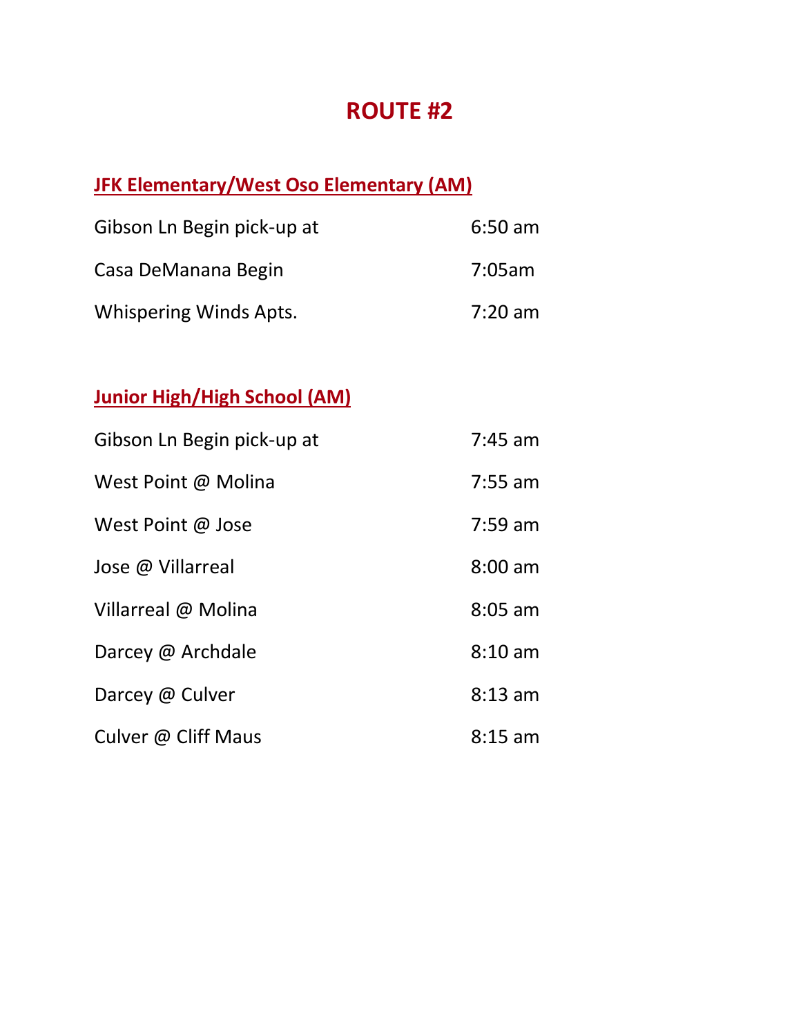# ROUTE #2

## <u>JFK Elementary/West Oso Elementary (AM)</u>

| | |
|---|---|
| Gibson Ln Begin pick-up at | 6:50 am |
| Casa DeManana Begin | 7:05am |
| Whispering Winds Apts. | 7:20 am |

## <u>Junior High/High School (AM)</u>

| | |
|---|---|
| Gibson Ln Begin pick-up at | 7:45 am |
| West Point @ Molina | 7:55 am |
| West Point @ Jose | 7:59 am |
| Jose @ Villarreal | 8:00 am |
| Villarreal @ Molina | 8:05 am |
| Darcey @ Archdale | 8:10 am |
| Darcey @ Culver | 8:13 am |
| Culver @ Cliff Maus | 8:15 am |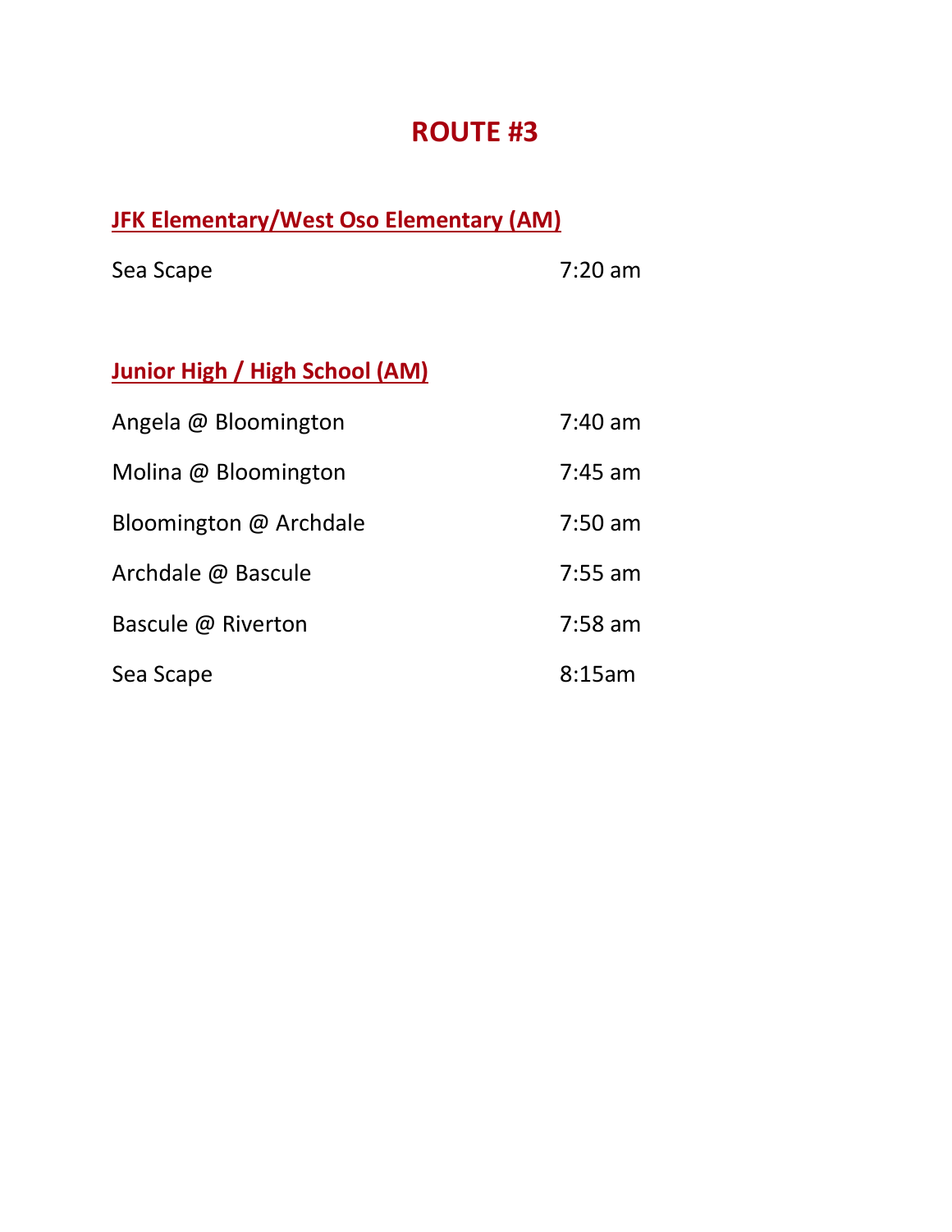# ROUTE #3

**JFK Elementary/West Oso Elementary (AM)**

| Stop | Time |
| --- | --- |
| Sea Scape | 7:20 am |

**Junior High / High School (AM)**

| Stop | Time |
| --- | --- |
| Angela @ Bloomington | 7:40 am |
| Molina @ Bloomington | 7:45 am |
| Bloomington @ Archdale | 7:50 am |
| Archdale @ Bascule | 7:55 am |
| Bascule @ Riverton | 7:58 am |
| Sea Scape | 8:15am |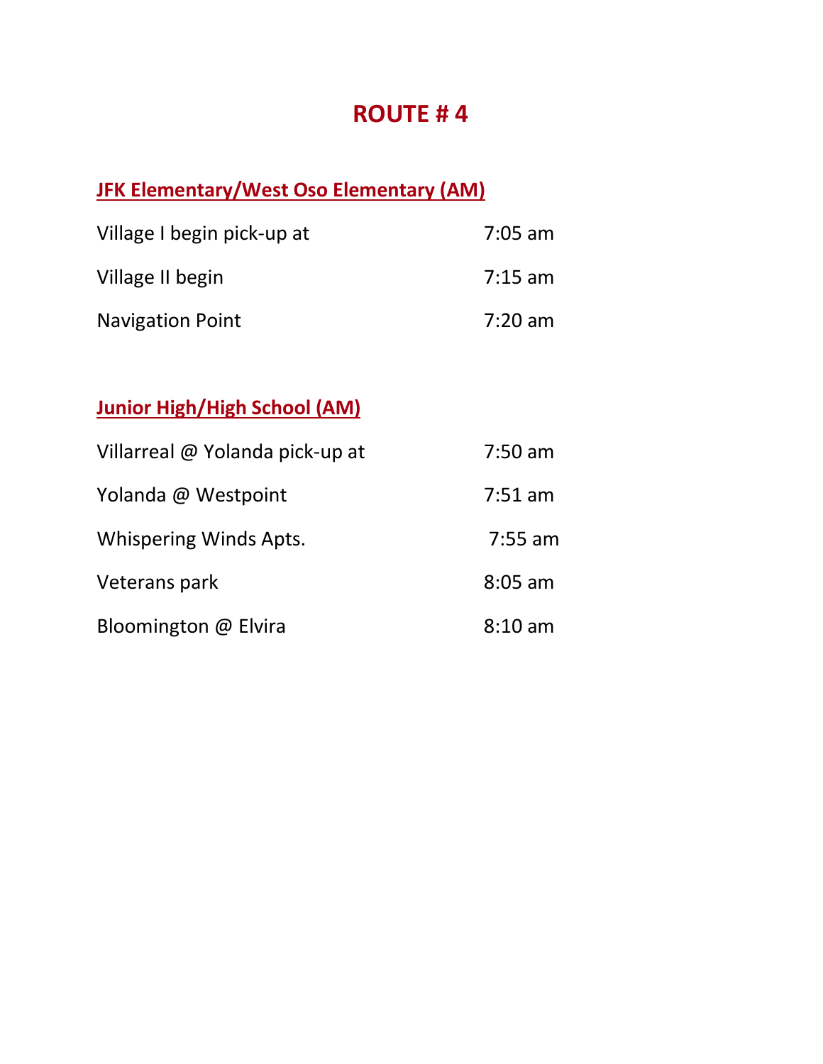# ROUTE # 4

## JFK Elementary/West Oso Elementary (AM)

| | |
|---|---|
| Village I begin pick-up at | 7:05 am |
| Village II begin | 7:15 am |
| Navigation Point | 7:20 am |

## Junior High/High School (AM)

| | |
|---|---|
| Villarreal @ Yolanda pick-up at | 7:50 am |
| Yolanda @ Westpoint | 7:51 am |
| Whispering Winds Apts. | 7:55 am |
| Veterans park | 8:05 am |
| Bloomington @ Elvira | 8:10 am |